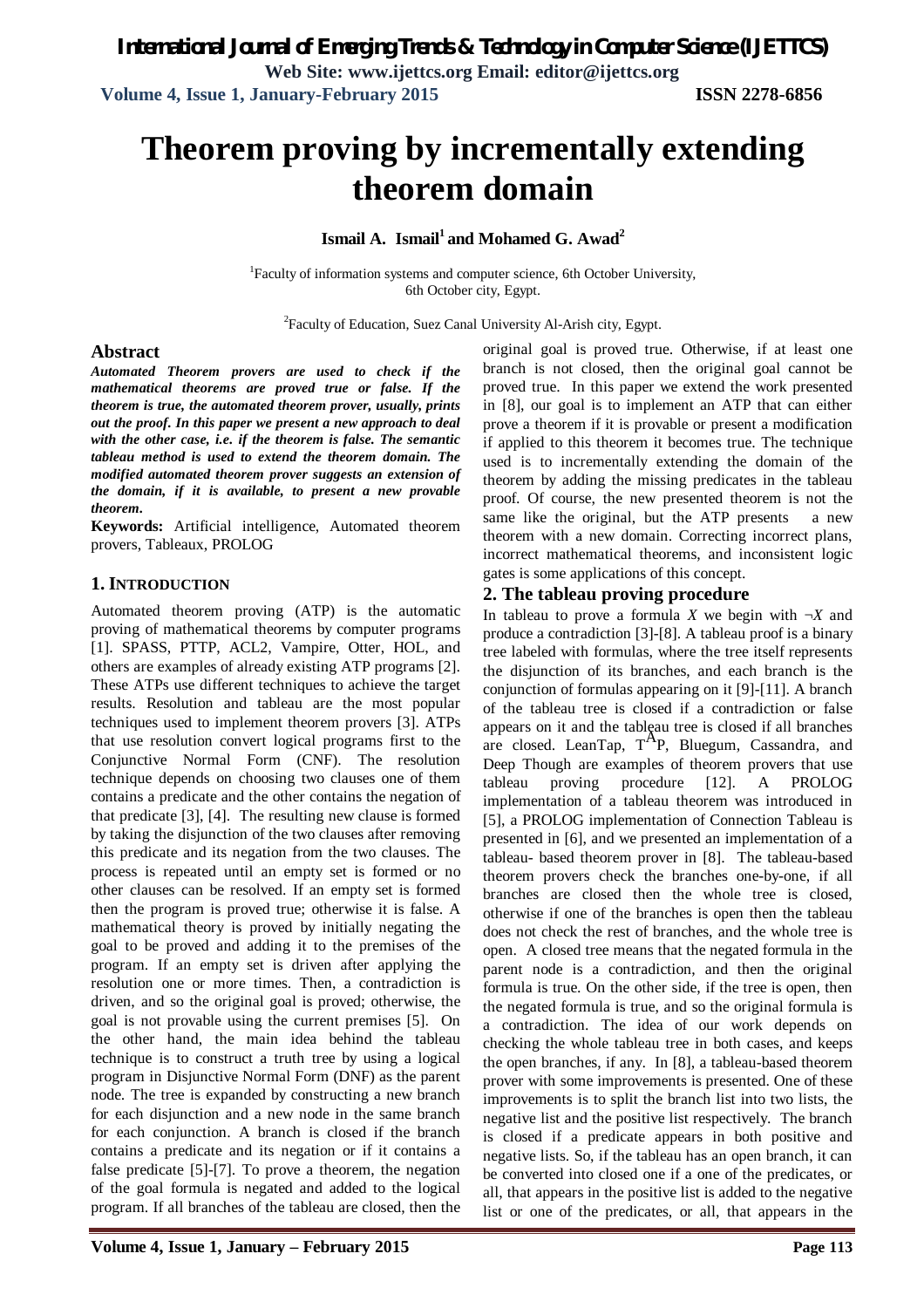# Theorem proving by incrementally extending theorem domain

**Ismail A. Ismail[1] and Mohamed G. Awad[2]**

[1]Faculty of information systems and computer science, 6th October University, 6th October city, Egypt.

[2]Faculty of Education, Suez Canal University Al-Arish city, Egypt.

## Abstract

***Automated Theorem provers are used to check if the mathematical theorems are proved true or false. If the theorem is true, the automated theorem prover, usually, prints out the proof. In this paper we present a new approach to deal with the other case, i.e. if the theorem is false. The semantic tableau method is used to extend the theorem domain. The modified automated theorem prover suggests an extension of the domain, if it is available, to present a new provable theorem.***

**Keywords:** Artificial intelligence, Automated theorem provers, Tableaux, PROLOG

## 1. INTRODUCTION

Automated theorem proving (ATP) is the automatic proving of mathematical theorems by computer programs [1]. SPASS, PTTP, ACL2, Vampire, Otter, HOL, and others are examples of already existing ATP programs [2]. These ATPs use different techniques to achieve the target results. Resolution and tableau are the most popular techniques used to implement theorem provers [3]. ATPs that use resolution convert logical programs first to the Conjunctive Normal Form (CNF). The resolution technique depends on choosing two clauses one of them contains a predicate and the other contains the negation of that predicate [3], [4]. The resulting new clause is formed by taking the disjunction of the two clauses after removing this predicate and its negation from the two clauses. The process is repeated until an empty set is formed or no other clauses can be resolved. If an empty set is formed then the program is proved true; otherwise it is false. A mathematical theory is proved by initially negating the goal to be proved and adding it to the premises of the program. If an empty set is driven after applying the resolution one or more times. Then, a contradiction is driven, and so the original goal is proved; otherwise, the goal is not provable using the current premises [5]. On the other hand, the main idea behind the tableau technique is to construct a truth tree by using a logical program in Disjunctive Normal Form (DNF) as the parent node. The tree is expanded by constructing a new branch for each disjunction and a new node in the same branch for each conjunction. A branch is closed if the branch contains a predicate and its negation or if it contains a false predicate [5]-[7]. To prove a theorem, the negation of the goal formula is negated and added to the logical program. If all branches of the tableau are closed, then the original goal is proved true. Otherwise, if at least one branch is not closed, then the original goal cannot be proved true. In this paper we extend the work presented in [8], our goal is to implement an ATP that can either prove a theorem if it is provable or present a modification if applied to this theorem it becomes true. The technique used is to incrementally extending the domain of the theorem by adding the missing predicates in the tableau proof. Of course, the new presented theorem is not the same like the original, but the ATP presents a new theorem with a new domain. Correcting incorrect plans, incorrect mathematical theorems, and inconsistent logic gates is some applications of this concept.

## 2. The tableau proving procedure

In tableau to prove a formula $X$ we begin with $\neg X$ and produce a contradiction [3]-[8]. A tableau proof is a binary tree labeled with formulas, where the tree itself represents the disjunction of its branches, and each branch is the conjunction of formulas appearing on it [9]-[11]. A branch of the tableau tree is closed if a contradiction or false appears on it and the tableau tree is closed if all branches are closed. LeanTap, $T^{A}P$, Bluegum, Cassandra, and Deep Though are examples of theorem provers that use tableau proving procedure [12]. A PROLOG implementation of a tableau theorem was introduced in [5], a PROLOG implementation of Connection Tableau is presented in [6], and we presented an implementation of a tableau- based theorem prover in [8]. The tableau-based theorem provers check the branches one-by-one, if all branches are closed then the whole tree is closed, otherwise if one of the branches is open then the tableau does not check the rest of branches, and the whole tree is open. A closed tree means that the negated formula in the parent node is a contradiction, and then the original formula is true. On the other side, if the tree is open, then the negated formula is true, and so the original formula is a contradiction. The idea of our work depends on checking the whole tableau tree in both cases, and keeps the open branches, if any. In [8], a tableau-based theorem prover with some improvements is presented. One of these improvements is to split the branch list into two lists, the negative list and the positive list respectively. The branch is closed if a predicate appears in both positive and negative lists. So, if the tableau has an open branch, it can be converted into closed one if a one of the predicates, or all, that appears in the positive list is added to the negative list or one of the predicates, or all, that appears in the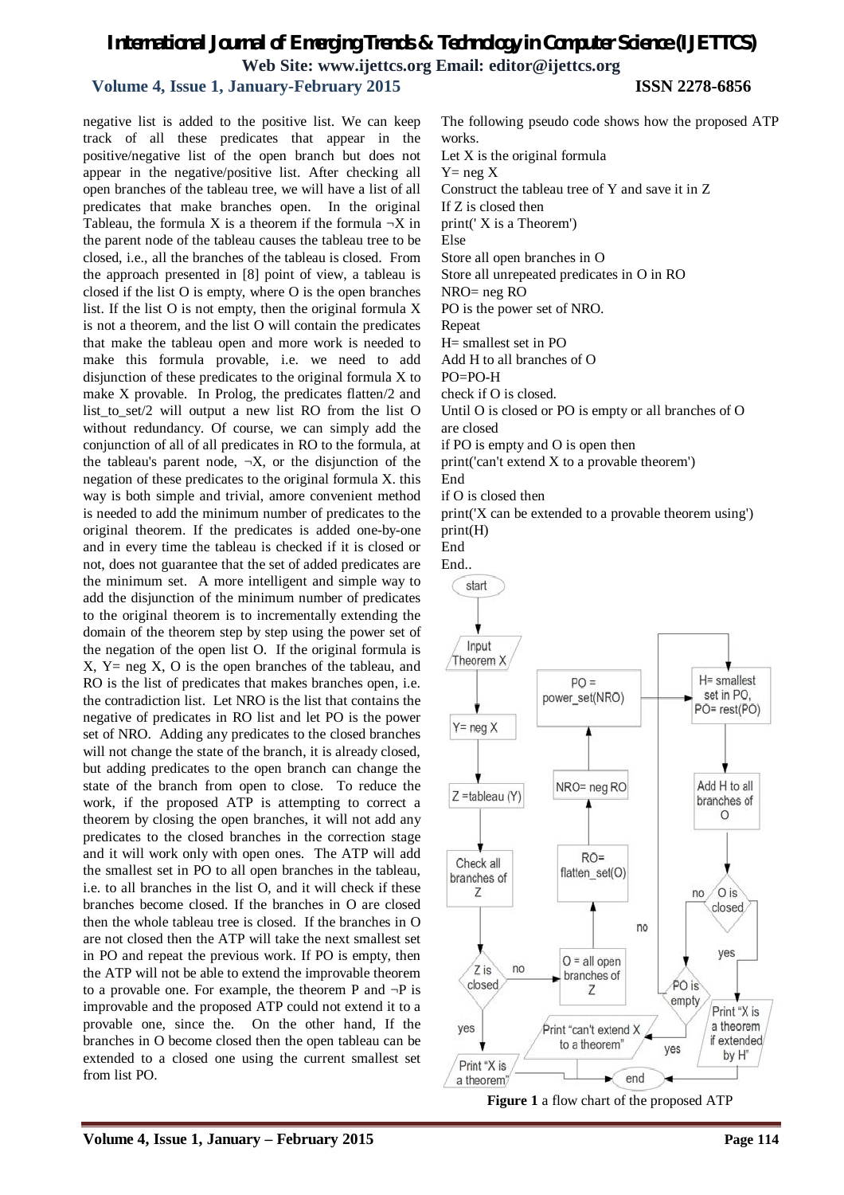negative list is added to the positive list. We can keep track of all these predicates that appear in the positive/negative list of the open branch but does not appear in the negative/positive list. After checking all open branches of the tableau tree, we will have a list of all predicates that make branches open. In the original Tableau, the formula X is a theorem if the formula ¬X in the parent node of the tableau causes the tableau tree to be closed, i.e., all the branches of the tableau is closed. From the approach presented in [8] point of view, a tableau is closed if the list O is empty, where O is the open branches list. If the list O is not empty, then the original formula X is not a theorem, and the list O will contain the predicates that make the tableau open and more work is needed to make this formula provable, i.e. we need to add disjunction of these predicates to the original formula X to make X provable. In Prolog, the predicates flatten/2 and list_to_set/2 will output a new list RO from the list O without redundancy. Of course, we can simply add the conjunction of all of all predicates in RO to the formula, at the tableau's parent node, ¬X, or the disjunction of the negation of these predicates to the original formula X. this way is both simple and trivial, amore convenient method is needed to add the minimum number of predicates to the original theorem. If the predicates is added one-by-one and in every time the tableau is checked if it is closed or not, does not guarantee that the set of added predicates are the minimum set. A more intelligent and simple way to add the disjunction of the minimum number of predicates to the original theorem is to incrementally extending the domain of the theorem step by step using the power set of the negation of the open list O. If the original formula is X, Y= neg X, O is the open branches of the tableau, and RO is the list of predicates that makes branches open, i.e. the contradiction list. Let NRO is the list that contains the negative of predicates in RO list and let PO is the power set of NRO. Adding any predicates to the closed branches will not change the state of the branch, it is already closed, but adding predicates to the open branch can change the state of the branch from open to close. To reduce the work, if the proposed ATP is attempting to correct a theorem by closing the open branches, it will not add any predicates to the closed branches in the correction stage and it will work only with open ones. The ATP will add the smallest set in PO to all open branches in the tableau, i.e. to all branches in the list O, and it will check if these branches become closed. If the branches in O are closed then the whole tableau tree is closed. If the branches in O are not closed then the ATP will take the next smallest set in PO and repeat the previous work. If PO is empty, then the ATP will not be able to extend the improvable theorem to a provable one. For example, the theorem P and ¬P is improvable and the proposed ATP could not extend it to a provable one, since the. On the other hand, If the branches in O become closed then the open tableau can be extended to a closed one using the current smallest set from list PO.

The following pseudo code shows how the proposed ATP works.

```
Let X is the original formula
Y= neg X
Construct the tableau tree of Y and save it in Z
If Z is closed then
print(' X is a Theorem')
Else
Store all open branches in O
Store all unrepeated predicates in O in RO
NRO= neg RO
PO is the power set of NRO.
Repeat
H= smallest set in PO
Add H to all branches of O
PO=PO-H
check if O is closed.
Until O is closed or PO is empty or all branches of O
are closed
if PO is empty and O is open then
print('can't extend X to a provable theorem')
End
if O is closed then
print('X can be extended to a provable theorem using')
print(H)
End
End..
```

**Figure 1** a flow chart of the proposed ATP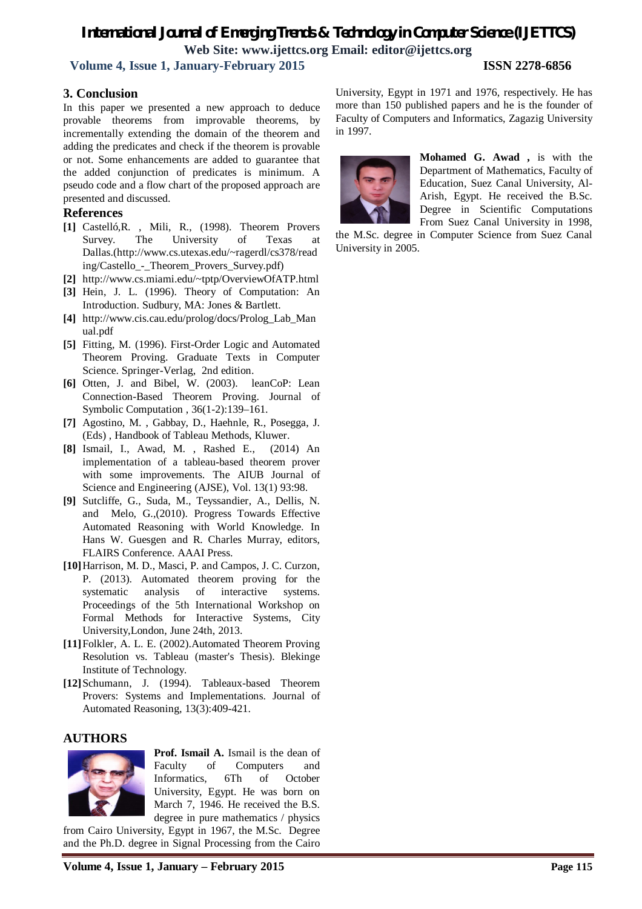## 3. Conclusion

In this paper we presented a new approach to deduce provable theorems from improvable theorems, by incrementally extending the domain of the theorem and adding the predicates and check if the theorem is provable or not. Some enhancements are added to guarantee that the added conjunction of predicates is minimum. A pseudo code and a flow chart of the proposed approach are presented and discussed.

## References

**[1]** Castelló,R. , Mili, R., (1998). Theorem Provers Survey. The University of Texas at Dallas.(http://www.cs.utexas.edu/~ragerdl/cs378/reading/Castello_-_Theorem_Provers_Survey.pdf)

**[2]** http://www.cs.miami.edu/~tptp/OverviewOfATP.html

**[3]** Hein, J. L. (1996). Theory of Computation: An Introduction. Sudbury, MA: Jones & Bartlett.

**[4]** http://www.cis.cau.edu/prolog/docs/Prolog_Lab_Manual.pdf

**[5]** Fitting, M. (1996). First-Order Logic and Automated Theorem Proving. Graduate Texts in Computer Science. Springer-Verlag, 2nd edition.

**[6]** Otten, J. and Bibel, W. (2003). leanCoP: Lean Connection-Based Theorem Proving. Journal of Symbolic Computation , 36(1-2):139–161.

**[7]** Agostino, M. , Gabbay, D., Haehnle, R., Posegga, J. (Eds) , Handbook of Tableau Methods, Kluwer.

**[8]** Ismail, I., Awad, M. , Rashed E., (2014) An implementation of a tableau-based theorem prover with some improvements. The AIUB Journal of Science and Engineering (AJSE), Vol. 13(1) 93:98.

**[9]** Sutcliffe, G., Suda, M., Teyssandier, A., Dellis, N. and Melo, G.,(2010). Progress Towards Effective Automated Reasoning with World Knowledge. In Hans W. Guesgen and R. Charles Murray, editors, FLAIRS Conference. AAAI Press.

**[10]** Harrison, M. D., Masci, P. and Campos, J. C. Curzon, P. (2013). Automated theorem proving for the systematic analysis of interactive systems. Proceedings of the 5th International Workshop on Formal Methods for Interactive Systems, City University,London, June 24th, 2013.

**[11]** Folkler, A. L. E. (2002).Automated Theorem Proving Resolution vs. Tableau (master's Thesis). Blekinge Institute of Technology.

**[12]** Schumann, J. (1994). Tableaux-based Theorem Provers: Systems and Implementations. Journal of Automated Reasoning, 13(3):409-421.

## AUTHORS

**Prof. Ismail A.** Ismail is the dean of Faculty of Computers and Informatics, 6Th of October University, Egypt. He was born on March 7, 1946. He received the B.S. degree in pure mathematics / physics from Cairo University, Egypt in 1967, the M.Sc. Degree and the Ph.D. degree in Signal Processing from the Cairo University, Egypt in 1971 and 1976, respectively. He has more than 150 published papers and he is the founder of Faculty of Computers and Informatics, Zagazig University in 1997.

**Mohamed G. Awad ,** is with the Department of Mathematics, Faculty of Education, Suez Canal University, Al-Arish, Egypt. He received the B.Sc. Degree in Scientific Computations From Suez Canal University in 1998, the M.Sc. degree in Computer Science from Suez Canal University in 2005.